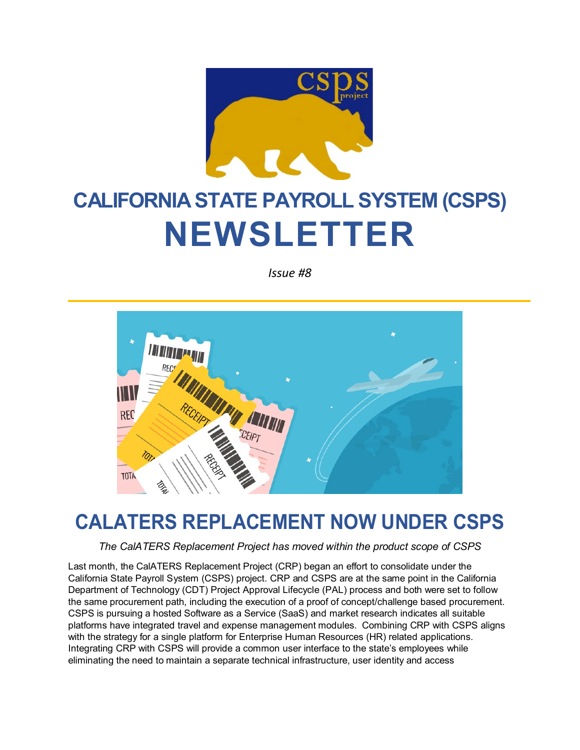# CALIFORNIA STATE PAYROLL SYSTEM (CSPS) NEWSLETTER

*Issue #8*

## CALATERS REPLACEMENT NOW UNDER CSPS

*The CalATERS Replacement Project has moved within the product scope of CSPS*

Last month, the CalATERS Replacement Project (CRP) began an effort to consolidate under the California State Payroll System (CSPS) project. CRP and CSPS are at the same point in the California Department of Technology (CDT) Project Approval Lifecycle (PAL) process and both were set to follow the same procurement path, including the execution of a proof of concept/challenge based procurement. CSPS is pursuing a hosted Software as a Service (SaaS) and market research indicates all suitable platforms have integrated travel and expense management modules. Combining CRP with CSPS aligns with the strategy for a single platform for Enterprise Human Resources (HR) related applications. Integrating CRP with CSPS will provide a common user interface to the state's employees while eliminating the need to maintain a separate technical infrastructure, user identity and access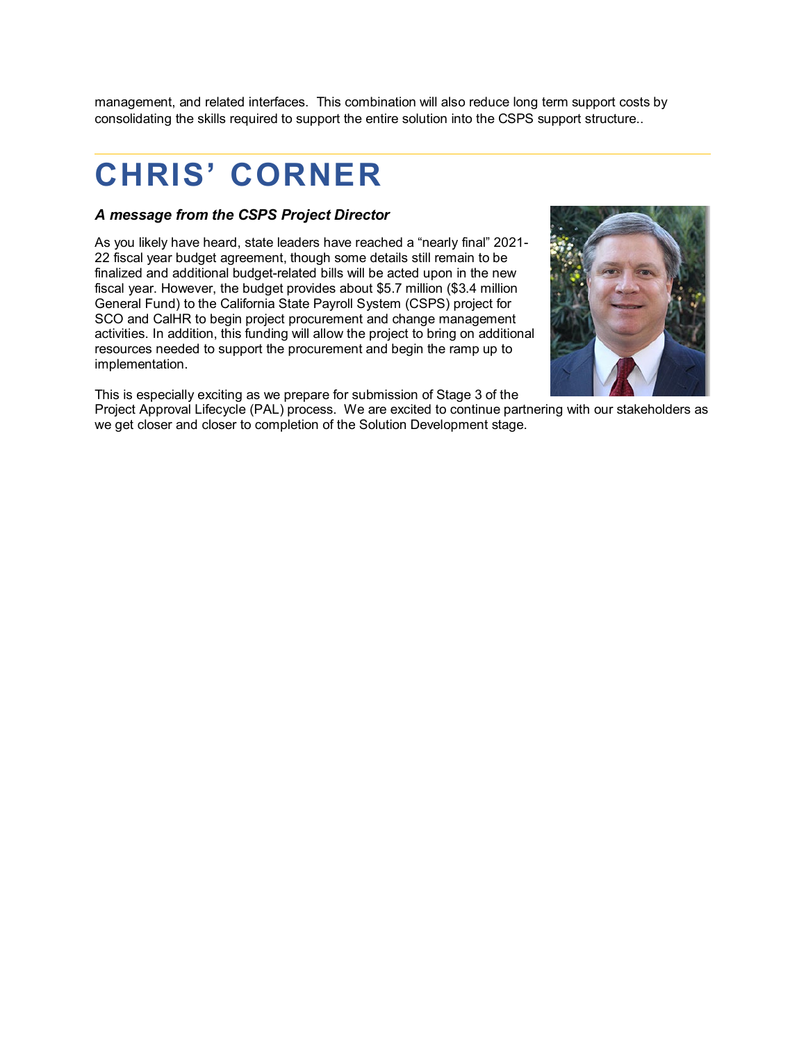management, and related interfaces. This combination will also reduce long term support costs by consolidating the skills required to support the entire solution into the CSPS support structure..

# CHRIS' CORNER

***A message from the CSPS Project Director***

As you likely have heard, state leaders have reached a "nearly final" 2021-22 fiscal year budget agreement, though some details still remain to be finalized and additional budget-related bills will be acted upon in the new fiscal year. However, the budget provides about $5.7 million ($3.4 million General Fund) to the California State Payroll System (CSPS) project for SCO and CalHR to begin project procurement and change management activities. In addition, this funding will allow the project to bring on additional resources needed to support the procurement and begin the ramp up to implementation.

This is especially exciting as we prepare for submission of Stage 3 of the Project Approval Lifecycle (PAL) process. We are excited to continue partnering with our stakeholders as we get closer and closer to completion of the Solution Development stage.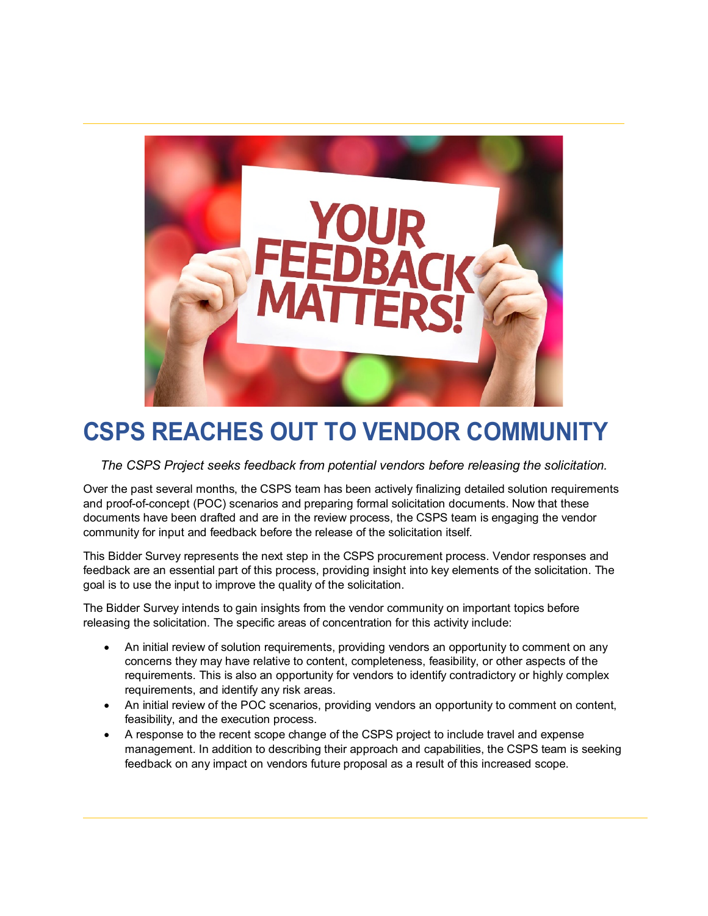# CSPS REACHES OUT TO VENDOR COMMUNITY

*The CSPS Project seeks feedback from potential vendors before releasing the solicitation.*

Over the past several months, the CSPS team has been actively finalizing detailed solution requirements and proof-of-concept (POC) scenarios and preparing formal solicitation documents. Now that these documents have been drafted and are in the review process, the CSPS team is engaging the vendor community for input and feedback before the release of the solicitation itself.

This Bidder Survey represents the next step in the CSPS procurement process. Vendor responses and feedback are an essential part of this process, providing insight into key elements of the solicitation. The goal is to use the input to improve the quality of the solicitation.

The Bidder Survey intends to gain insights from the vendor community on important topics before releasing the solicitation. The specific areas of concentration for this activity include:

- An initial review of solution requirements, providing vendors an opportunity to comment on any concerns they may have relative to content, completeness, feasibility, or other aspects of the requirements. This is also an opportunity for vendors to identify contradictory or highly complex requirements, and identify any risk areas.
- An initial review of the POC scenarios, providing vendors an opportunity to comment on content, feasibility, and the execution process.
- A response to the recent scope change of the CSPS project to include travel and expense management. In addition to describing their approach and capabilities, the CSPS team is seeking feedback on any impact on vendors future proposal as a result of this increased scope.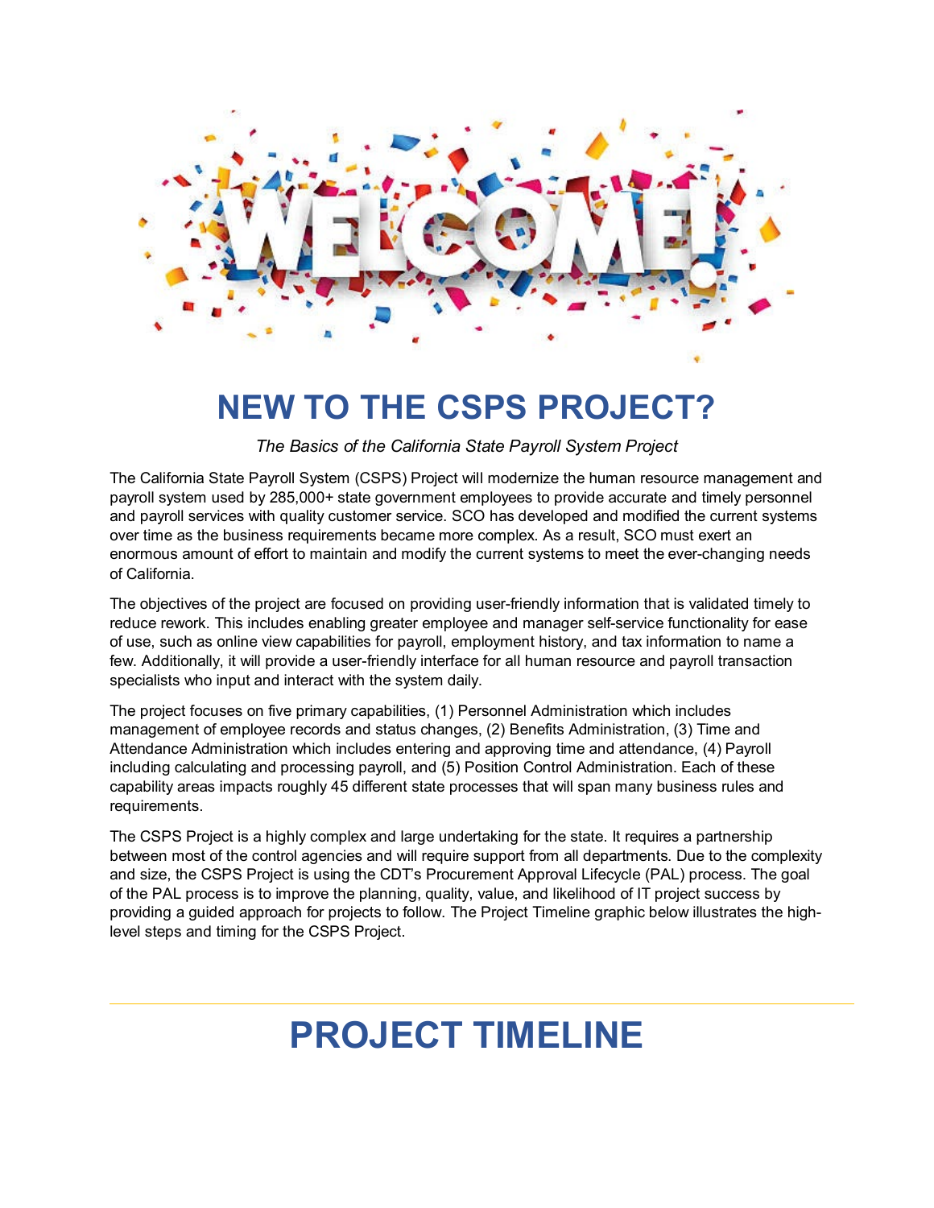# NEW TO THE CSPS PROJECT?

*The Basics of the California State Payroll System Project*

The California State Payroll System (CSPS) Project will modernize the human resource management and payroll system used by 285,000+ state government employees to provide accurate and timely personnel and payroll services with quality customer service. SCO has developed and modified the current systems over time as the business requirements became more complex. As a result, SCO must exert an enormous amount of effort to maintain and modify the current systems to meet the ever-changing needs of California.

The objectives of the project are focused on providing user-friendly information that is validated timely to reduce rework. This includes enabling greater employee and manager self-service functionality for ease of use, such as online view capabilities for payroll, employment history, and tax information to name a few. Additionally, it will provide a user-friendly interface for all human resource and payroll transaction specialists who input and interact with the system daily.

The project focuses on five primary capabilities, (1) Personnel Administration which includes management of employee records and status changes, (2) Benefits Administration, (3) Time and Attendance Administration which includes entering and approving time and attendance, (4) Payroll including calculating and processing payroll, and (5) Position Control Administration. Each of these capability areas impacts roughly 45 different state processes that will span many business rules and requirements.

The CSPS Project is a highly complex and large undertaking for the state. It requires a partnership between most of the control agencies and will require support from all departments. Due to the complexity and size, the CSPS Project is using the CDT's Procurement Approval Lifecycle (PAL) process. The goal of the PAL process is to improve the planning, quality, value, and likelihood of IT project success by providing a guided approach for projects to follow. The Project Timeline graphic below illustrates the high-level steps and timing for the CSPS Project.

# PROJECT TIMELINE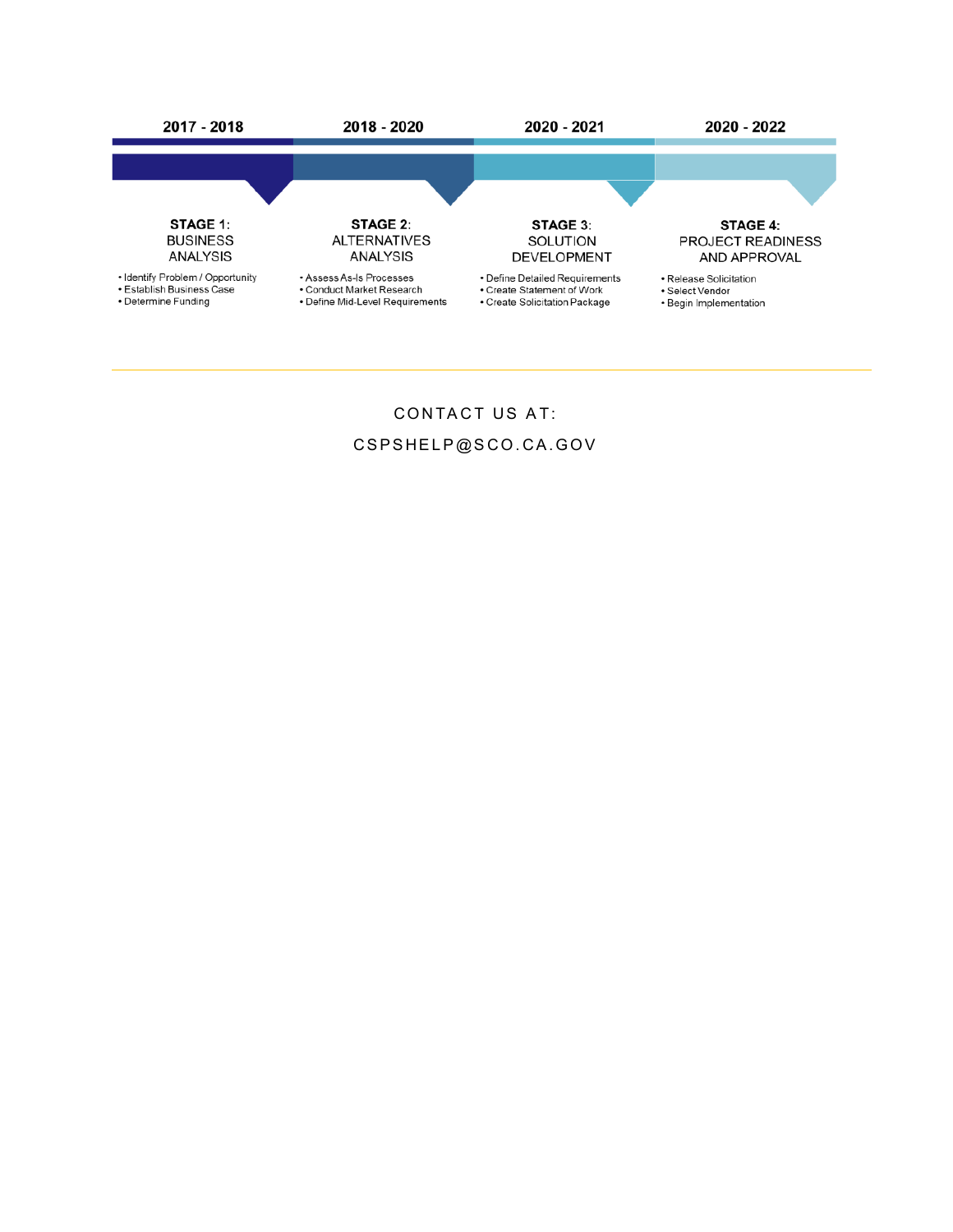2017 - 2018

**STAGE 1:** BUSINESS ANALYSIS

- Identify Problem / Opportunity
- Establish Business Case
- Determine Funding

2018 - 2020

**STAGE 2:** ALTERNATIVES ANALYSIS

- Assess As-Is Processes
- Conduct Market Research
- Define Mid-Level Requirements

2020 - 2021

**STAGE 3:** SOLUTION DEVELOPMENT

- Define Detailed Requirements
- Create Statement of Work
- Create Solicitation Package

2020 - 2022

**STAGE 4:** PROJECT READINESS AND APPROVAL

- Release Solicitation
- Select Vendor
- Begin Implementation

---

CONTACT US AT:

CSPSHELP@SCO.CA.GOV